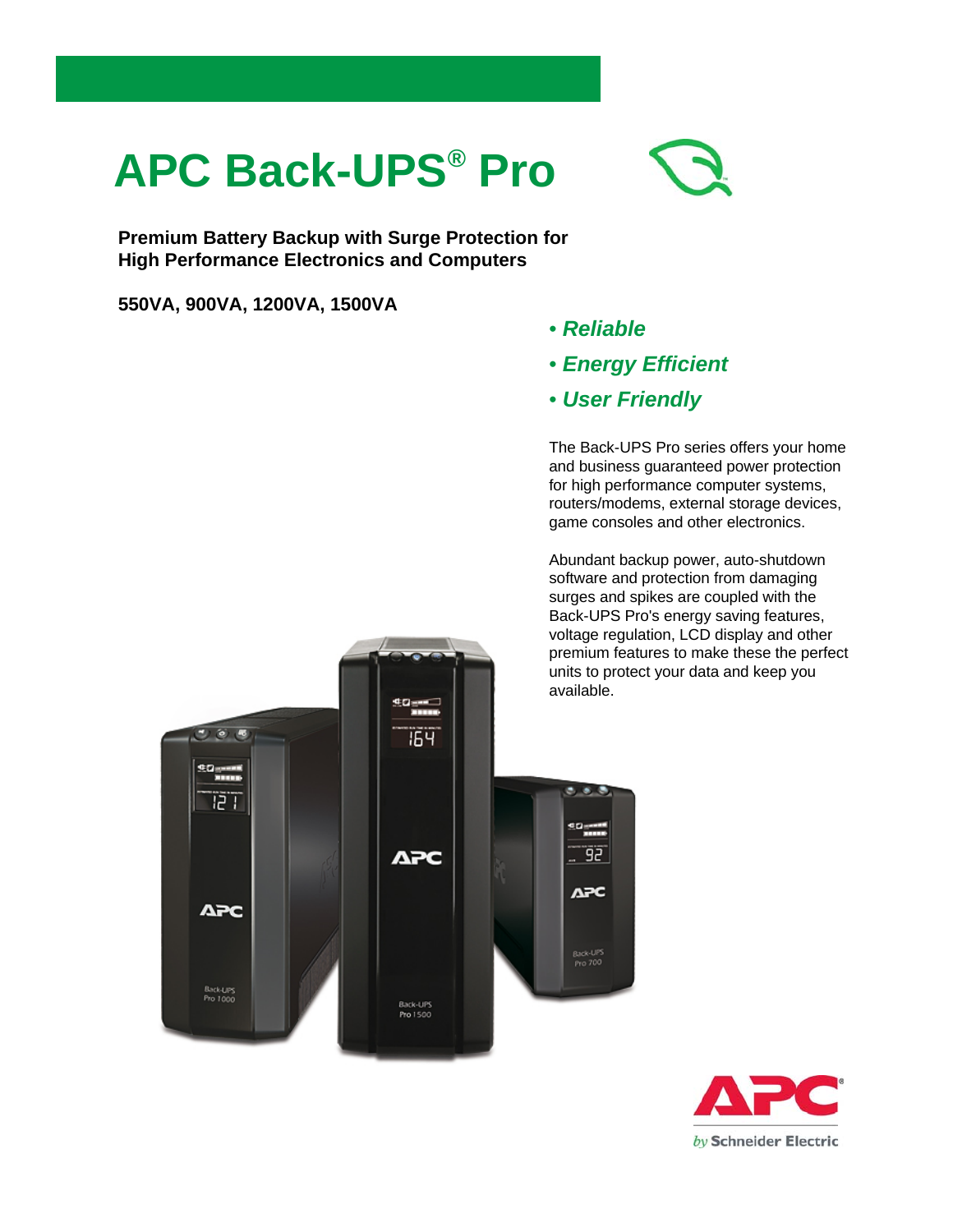# APC Back-UPS® Pro

**Premium Battery Backup with Surge Protection for High Performance Electronics and Computers**

**550VA, 900VA, 1200VA, 1500VA**

- ***Reliable***
- ***Energy Efficient***
- ***User Friendly***

The Back-UPS Pro series offers your home and business guaranteed power protection for high performance computer systems, routers/modems, external storage devices, game consoles and other electronics.

Abundant backup power, auto-shutdown software and protection from damaging surges and spikes are coupled with the Back-UPS Pro's energy saving features, voltage regulation, LCD display and other premium features to make these the perfect units to protect your data and keep you available.

APC by Schneider Electric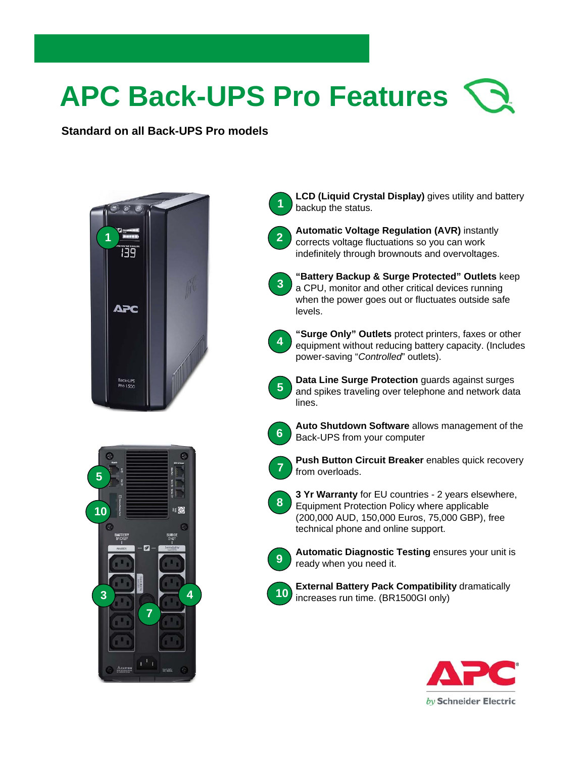# APC Back-UPS Pro Features

**Standard on all Back-UPS Pro models**

1. **LCD (Liquid Crystal Display)** gives utility and battery backup the status.
2. **Automatic Voltage Regulation (AVR)** instantly corrects voltage fluctuations so you can work indefinitely through brownouts and overvoltages.
3. **“Battery Backup & Surge Protected” Outlets** keep a CPU, monitor and other critical devices running when the power goes out or fluctuates outside safe levels.
4. **“Surge Only” Outlets** protect printers, faxes or other equipment without reducing battery capacity. (Includes power-saving “*Controlled*” outlets).
5. **Data Line Surge Protection** guards against surges and spikes traveling over telephone and network data lines.
6. **Auto Shutdown Software** allows management of the Back-UPS from your computer
7. **Push Button Circuit Breaker** enables quick recovery from overloads.
8. **3 Yr Warranty** for EU countries - 2 years elsewhere, Equipment Protection Policy where applicable (200,000 AUD, 150,000 Euros, 75,000 GBP), free technical phone and online support.
9. **Automatic Diagnostic Testing** ensures your unit is ready when you need it.
10. **External Battery Pack Compatibility** dramatically increases run time. (BR1500GI only)

APC by Schneider Electric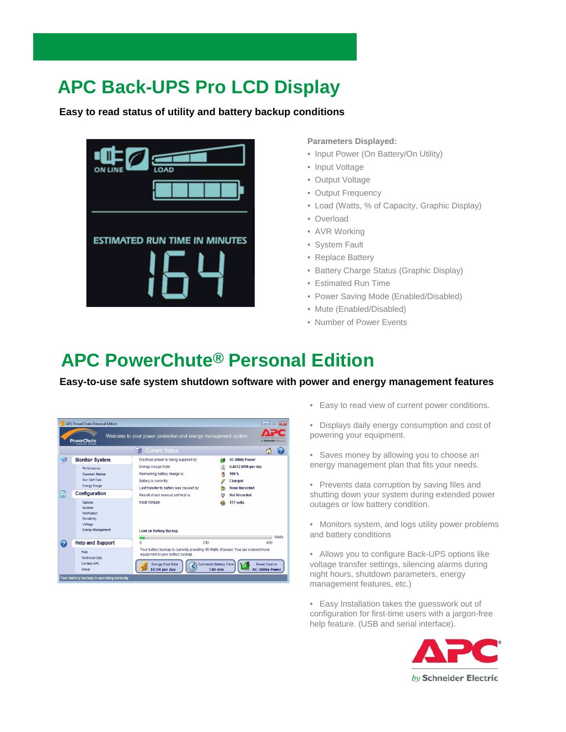# APC Back-UPS Pro LCD Display

**Easy to read status of utility and battery backup conditions**

**Parameters Displayed:**

- Input Power (On Battery/On Utility)
- Input Voltage
- Output Voltage
- Output Frequency
- Load (Watts, % of Capacity, Graphic Display)
- Overload
- AVR Working
- System Fault
- Replace Battery
- Battery Charge Status (Graphic Display)
- Estimated Run Time
- Power Saving Mode (Enabled/Disabled)
- Mute (Enabled/Disabled)
- Number of Power Events

# APC PowerChute® Personal Edition

**Easy-to-use safe system shutdown software with power and energy management features**

- Easy to read view of current power conditions.
- Displays daily energy consumption and cost of powering your equipment.
- Saves money by allowing you to choose an energy management plan that fits your needs.
- Prevents data corruption by saving files and shutting down your system during extended power outages or low battery condition.
- Monitors system, and logs utility power problems and battery conditions
- Allows you to configure Back-UPS options like voltage transfer settings, silencing alarms during night hours, shutdown parameters, energy management features, etc.)
- Easy Installation takes the guesswork out of configuration for first-time users with a jargon-free help feature. (USB and serial interface).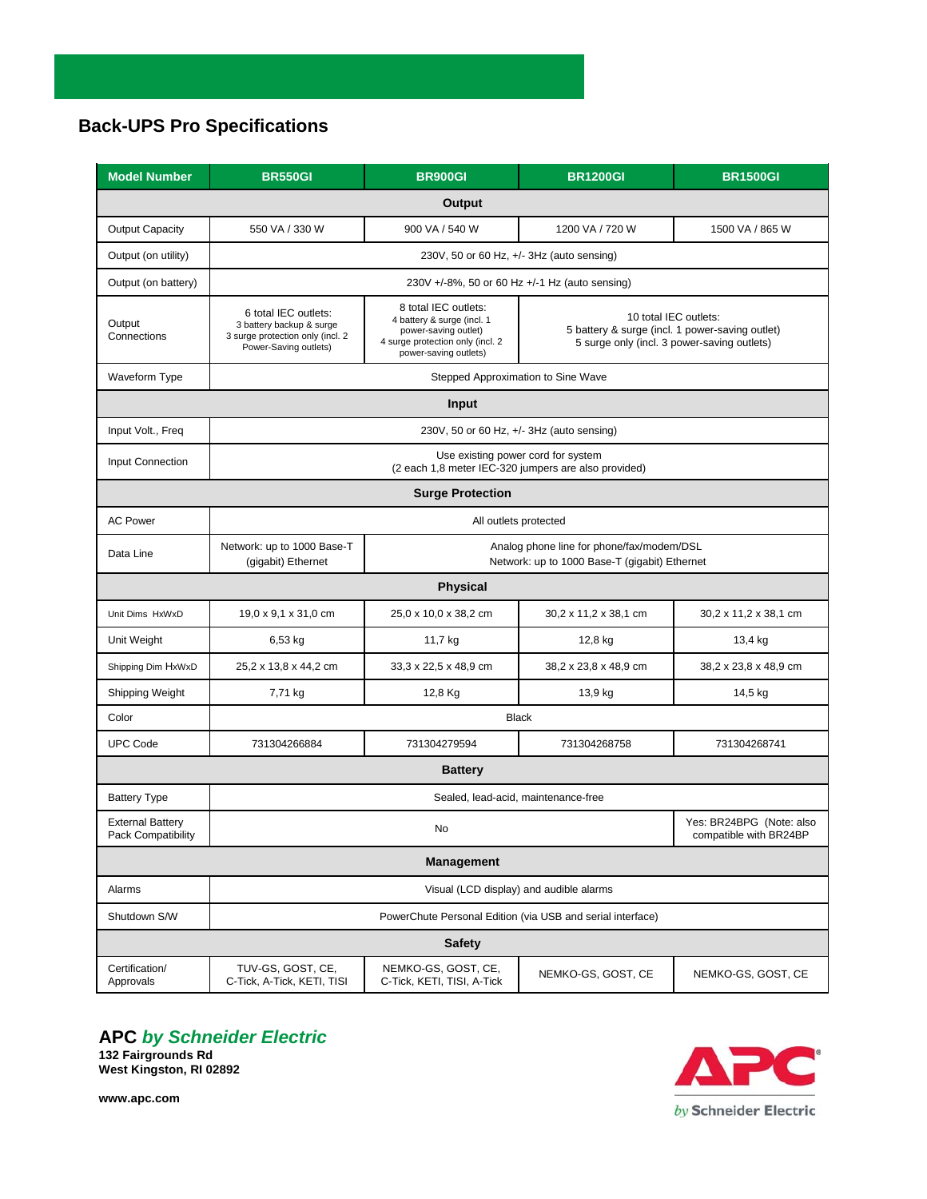## Back-UPS Pro Specifications

| Model Number | BR550GI | BR900GI | BR1200GI | BR1500GI |
|---|---|---|---|---|
| **Output** | | | | |
| Output Capacity | 550 VA / 330 W | 900 VA / 540 W | 1200 VA / 720 W | 1500 VA / 865 W |
| Output (on utility) | 230V, 50 or 60 Hz, +/- 3Hz (auto sensing) | | | |
| Output (on battery) | 230V +/-8%, 50 or 60 Hz +/-1 Hz (auto sensing) | | | |
| Output Connections | 6 total IEC outlets: 3 battery backup & surge 3 surge protection only (incl. 2 Power-Saving outlets) | 8 total IEC outlets: 4 battery & surge (incl. 1 power-saving outlet) 4 surge protection only (incl. 2 power-saving outlets) | 10 total IEC outlets: 5 battery & surge (incl. 1 power-saving outlet) 5 surge only (incl. 3 power-saving outlets) | |
| Waveform Type | Stepped Approximation to Sine Wave | | | |
| **Input** | | | | |
| Input Volt., Freq | 230V, 50 or 60 Hz, +/- 3Hz (auto sensing) | | | |
| Input Connection | Use existing power cord for system (2 each 1,8 meter IEC-320 jumpers are also provided) | | | |
| **Surge Protection** | | | | |
| AC Power | All outlets protected | | | |
| Data Line | Network: up to 1000 Base-T (gigabit) Ethernet | Analog phone line for phone/fax/modem/DSL Network: up to 1000 Base-T (gigabit) Ethernet | | |
| **Physical** | | | | |
| Unit Dims HxWxD | 19,0 x 9,1 x 31,0 cm | 25,0 x 10,0 x 38,2 cm | 30,2 x 11,2 x 38,1 cm | 30,2 x 11,2 x 38,1 cm |
| Unit Weight | 6,53 kg | 11,7 kg | 12,8 kg | 13,4 kg |
| Shipping Dim HxWxD | 25,2 x 13,8 x 44,2 cm | 33,3 x 22,5 x 48,9 cm | 38,2 x 23,8 x 48,9 cm | 38,2 x 23,8 x 48,9 cm |
| Shipping Weight | 7,71 kg | 12,8 Kg | 13,9 kg | 14,5 kg |
| Color | Black | | | |
| UPC Code | 731304266884 | 731304279594 | 731304268758 | 731304268741 |
| **Battery** | | | | |
| Battery Type | Sealed, lead-acid, maintenance-free | | | |
| External Battery Pack Compatibility | No | | | Yes: BR24BPG (Note: also compatible with BR24BP |
| **Management** | | | | |
| Alarms | Visual (LCD display) and audible alarms | | | |
| Shutdown S/W | PowerChute Personal Edition (via USB and serial interface) | | | |
| **Safety** | | | | |
| Certification/ Approvals | TUV-GS, GOST, CE, C-Tick, A-Tick, KETI, TISI | NEMKO-GS, GOST, CE, C-Tick, KETI, TISI, A-Tick | NEMKO-GS, GOST, CE | NEMKO-GS, GOST, CE |

**APC *by Schneider Electric***
**132 Fairgrounds Rd**
**West Kingston, RI 02892**

**www.apc.com**

APC by Schneider Electric